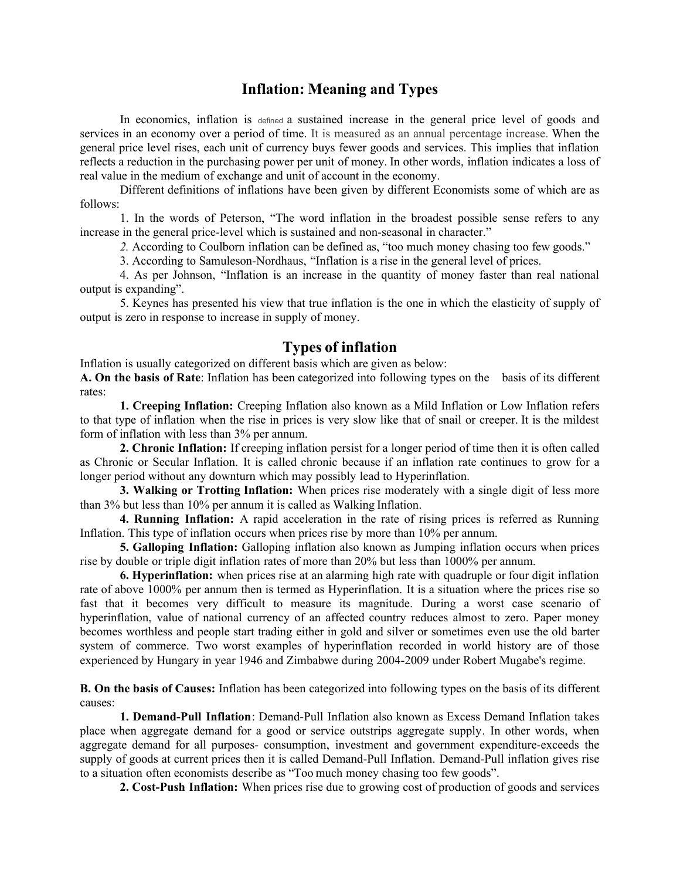# Inflation: Meaning and Types

In economics, inflation is defined a sustained increase in the general price level of goods and services in an economy over a period of time. It is measured as an annual percentage increase. When the general price level rises, each unit of currency buys fewer goods and services. This implies that inflation reflects a reduction in the purchasing power per unit of money. In other words, inflation indicates a loss of real value in the medium of exchange and unit of account in the economy.

Different definitions of inflations have been given by different Economists some of which are as follows:

1. In the words of Peterson, "The word inflation in the broadest possible sense refers to any increase in the general price-level which is sustained and non-seasonal in character."

*2.* According to Coulborn inflation can be defined as, "too much money chasing too few goods."

3. According to Samuleson-Nordhaus, "Inflation is a rise in the general level of prices.

4. As per Johnson, "Inflation is an increase in the quantity of money faster than real national output is expanding".

5. Keynes has presented his view that true inflation is the one in which the elasticity of supply of output is zero in response to increase in supply of money.

## Types of inflation

Inflation is usually categorized on different basis which are given as below:

**A. On the basis of Rate**: Inflation has been categorized into following types on the basis of its different rates:

**1. Creeping Inflation:** Creeping Inflation also known as a Mild Inflation or Low Inflation refers to that type of inflation when the rise in prices is very slow like that of snail or creeper. It is the mildest form of inflation with less than 3% per annum.

**2. Chronic Inflation:** If creeping inflation persist for a longer period of time then it is often called as Chronic or Secular Inflation. It is called chronic because if an inflation rate continues to grow for a longer period without any downturn which may possibly lead to Hyperinflation.

**3. Walking or Trotting Inflation:** When prices rise moderately with a single digit of less more than 3% but less than 10% per annum it is called as Walking Inflation.

**4. Running Inflation:** A rapid acceleration in the rate of rising prices is referred as Running Inflation. This type of inflation occurs when prices rise by more than 10% per annum.

**5. Galloping Inflation:** Galloping inflation also known as Jumping inflation occurs when prices rise by double or triple digit inflation rates of more than 20% but less than 1000% per annum.

**6. Hyperinflation:** when prices rise at an alarming high rate with quadruple or four digit inflation rate of above 1000% per annum then is termed as Hyperinflation. It is a situation where the prices rise so fast that it becomes very difficult to measure its magnitude. During a worst case scenario of hyperinflation, value of national currency of an affected country reduces almost to zero. Paper money becomes worthless and people start trading either in gold and silver or sometimes even use the old barter system of commerce. Two worst examples of hyperinflation recorded in world history are of those experienced by Hungary in year 1946 and Zimbabwe during 2004-2009 under Robert Mugabe's regime.

**B. On the basis of Causes:** Inflation has been categorized into following types on the basis of its different causes:

**1. Demand-Pull Inflation**: Demand-Pull Inflation also known as Excess Demand Inflation takes place when aggregate demand for a good or service outstrips aggregate supply. In other words, when aggregate demand for all purposes- consumption, investment and government expenditure-exceeds the supply of goods at current prices then it is called Demand-Pull Inflation. Demand-Pull inflation gives rise to a situation often economists describe as "Too much money chasing too few goods".

**2. Cost-Push Inflation:** When prices rise due to growing cost of production of goods and services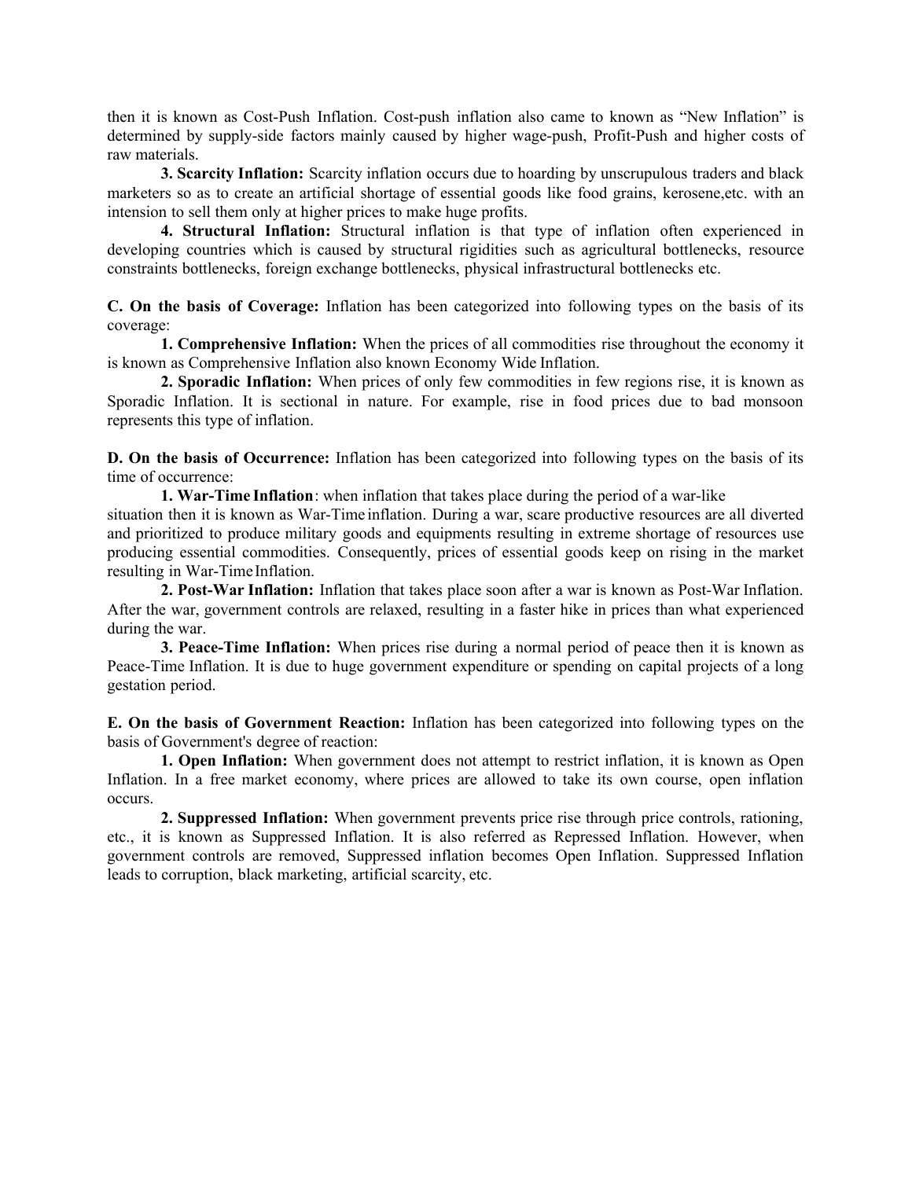then it is known as Cost-Push Inflation. Cost-push inflation also came to known as "New Inflation" is determined by supply-side factors mainly caused by higher wage-push, Profit-Push and higher costs of raw materials.

**3. Scarcity Inflation:** Scarcity inflation occurs due to hoarding by unscrupulous traders and black marketers so as to create an artificial shortage of essential goods like food grains, kerosene,etc. with an intension to sell them only at higher prices to make huge profits.

**4. Structural Inflation:** Structural inflation is that type of inflation often experienced in developing countries which is caused by structural rigidities such as agricultural bottlenecks, resource constraints bottlenecks, foreign exchange bottlenecks, physical infrastructural bottlenecks etc.

**C. On the basis of Coverage:** Inflation has been categorized into following types on the basis of its coverage:

**1. Comprehensive Inflation:** When the prices of all commodities rise throughout the economy it is known as Comprehensive Inflation also known Economy Wide Inflation.

**2. Sporadic Inflation:** When prices of only few commodities in few regions rise, it is known as Sporadic Inflation. It is sectional in nature. For example, rise in food prices due to bad monsoon represents this type of inflation.

**D. On the basis of Occurrence:** Inflation has been categorized into following types on the basis of its time of occurrence:

**1. War-Time Inflation**: when inflation that takes place during the period of a war-like situation then it is known as War-Time inflation. During a war, scare productive resources are all diverted and prioritized to produce military goods and equipments resulting in extreme shortage of resources use producing essential commodities. Consequently, prices of essential goods keep on rising in the market resulting in War-Time Inflation.

**2. Post-War Inflation:** Inflation that takes place soon after a war is known as Post-War Inflation. After the war, government controls are relaxed, resulting in a faster hike in prices than what experienced during the war.

**3. Peace-Time Inflation:** When prices rise during a normal period of peace then it is known as Peace-Time Inflation. It is due to huge government expenditure or spending on capital projects of a long gestation period.

**E. On the basis of Government Reaction:** Inflation has been categorized into following types on the basis of Government's degree of reaction:

**1. Open Inflation:** When government does not attempt to restrict inflation, it is known as Open Inflation. In a free market economy, where prices are allowed to take its own course, open inflation occurs.

**2. Suppressed Inflation:** When government prevents price rise through price controls, rationing, etc., it is known as Suppressed Inflation. It is also referred as Repressed Inflation. However, when government controls are removed, Suppressed inflation becomes Open Inflation. Suppressed Inflation leads to corruption, black marketing, artificial scarcity, etc.